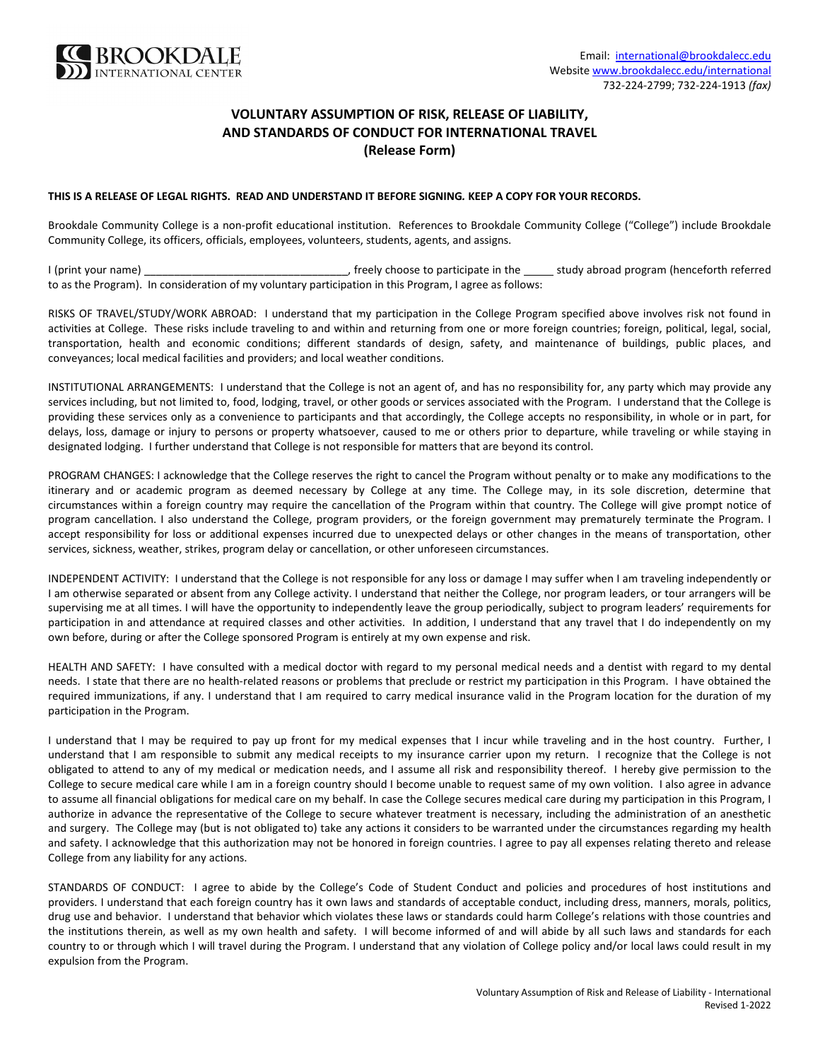BROOKDALE INTERNATIONAL CENTER

Email: international@brookdalecc.edu
Website www.brookdalecc.edu/international
732-224-2799; 732-224-1913 *(fax)*

# VOLUNTARY ASSUMPTION OF RISK, RELEASE OF LIABILITY, AND STANDARDS OF CONDUCT FOR INTERNATIONAL TRAVEL (Release Form)

**THIS IS A RELEASE OF LEGAL RIGHTS. READ AND UNDERSTAND IT BEFORE SIGNING. KEEP A COPY FOR YOUR RECORDS.**

Brookdale Community College is a non-profit educational institution. References to Brookdale Community College ("College") include Brookdale Community College, its officers, officials, employees, volunteers, students, agents, and assigns.

I (print your name) _________________________________, freely choose to participate in the _____ study abroad program (henceforth referred to as the Program). In consideration of my voluntary participation in this Program, I agree as follows:

RISKS OF TRAVEL/STUDY/WORK ABROAD: I understand that my participation in the College Program specified above involves risk not found in activities at College. These risks include traveling to and within and returning from one or more foreign countries; foreign, political, legal, social, transportation, health and economic conditions; different standards of design, safety, and maintenance of buildings, public places, and conveyances; local medical facilities and providers; and local weather conditions.

INSTITUTIONAL ARRANGEMENTS: I understand that the College is not an agent of, and has no responsibility for, any party which may provide any services including, but not limited to, food, lodging, travel, or other goods or services associated with the Program. I understand that the College is providing these services only as a convenience to participants and that accordingly, the College accepts no responsibility, in whole or in part, for delays, loss, damage or injury to persons or property whatsoever, caused to me or others prior to departure, while traveling or while staying in designated lodging. I further understand that College is not responsible for matters that are beyond its control.

PROGRAM CHANGES: I acknowledge that the College reserves the right to cancel the Program without penalty or to make any modifications to the itinerary and or academic program as deemed necessary by College at any time. The College may, in its sole discretion, determine that circumstances within a foreign country may require the cancellation of the Program within that country. The College will give prompt notice of program cancellation. I also understand the College, program providers, or the foreign government may prematurely terminate the Program. I accept responsibility for loss or additional expenses incurred due to unexpected delays or other changes in the means of transportation, other services, sickness, weather, strikes, program delay or cancellation, or other unforeseen circumstances.

INDEPENDENT ACTIVITY: I understand that the College is not responsible for any loss or damage I may suffer when I am traveling independently or I am otherwise separated or absent from any College activity. I understand that neither the College, nor program leaders, or tour arrangers will be supervising me at all times. I will have the opportunity to independently leave the group periodically, subject to program leaders' requirements for participation in and attendance at required classes and other activities. In addition, I understand that any travel that I do independently on my own before, during or after the College sponsored Program is entirely at my own expense and risk.

HEALTH AND SAFETY: I have consulted with a medical doctor with regard to my personal medical needs and a dentist with regard to my dental needs. I state that there are no health-related reasons or problems that preclude or restrict my participation in this Program. I have obtained the required immunizations, if any. I understand that I am required to carry medical insurance valid in the Program location for the duration of my participation in the Program.

I understand that I may be required to pay up front for my medical expenses that I incur while traveling and in the host country. Further, I understand that I am responsible to submit any medical receipts to my insurance carrier upon my return. I recognize that the College is not obligated to attend to any of my medical or medication needs, and I assume all risk and responsibility thereof. I hereby give permission to the College to secure medical care while I am in a foreign country should I become unable to request same of my own volition. I also agree in advance to assume all financial obligations for medical care on my behalf. In case the College secures medical care during my participation in this Program, I authorize in advance the representative of the College to secure whatever treatment is necessary, including the administration of an anesthetic and surgery. The College may (but is not obligated to) take any actions it considers to be warranted under the circumstances regarding my health and safety. I acknowledge that this authorization may not be honored in foreign countries. I agree to pay all expenses relating thereto and release College from any liability for any actions.

STANDARDS OF CONDUCT: I agree to abide by the College's Code of Student Conduct and policies and procedures of host institutions and providers. I understand that each foreign country has it own laws and standards of acceptable conduct, including dress, manners, morals, politics, drug use and behavior. I understand that behavior which violates these laws or standards could harm College's relations with those countries and the institutions therein, as well as my own health and safety. I will become informed of and will abide by all such laws and standards for each country to or through which I will travel during the Program. I understand that any violation of College policy and/or local laws could result in my expulsion from the Program.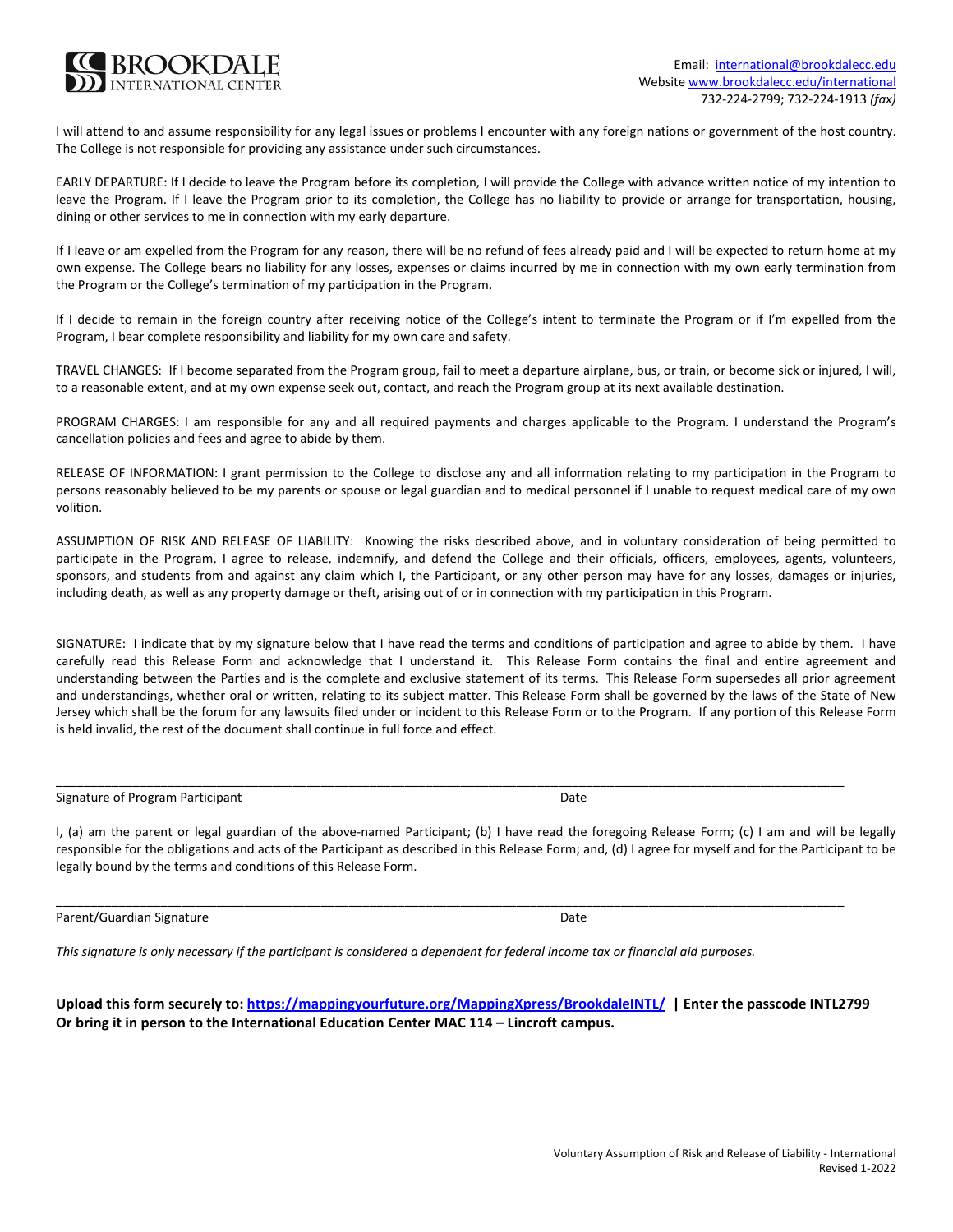BROOKDALE INTERNATIONAL CENTER

Email: international@brookdalecc.edu
Website www.brookdalecc.edu/international
732-224-2799; 732-224-1913 *(fax)*

I will attend to and assume responsibility for any legal issues or problems I encounter with any foreign nations or government of the host country. The College is not responsible for providing any assistance under such circumstances.

EARLY DEPARTURE: If I decide to leave the Program before its completion, I will provide the College with advance written notice of my intention to leave the Program. If I leave the Program prior to its completion, the College has no liability to provide or arrange for transportation, housing, dining or other services to me in connection with my early departure.

If I leave or am expelled from the Program for any reason, there will be no refund of fees already paid and I will be expected to return home at my own expense. The College bears no liability for any losses, expenses or claims incurred by me in connection with my own early termination from the Program or the College's termination of my participation in the Program.

If I decide to remain in the foreign country after receiving notice of the College's intent to terminate the Program or if I'm expelled from the Program, I bear complete responsibility and liability for my own care and safety.

TRAVEL CHANGES: If I become separated from the Program group, fail to meet a departure airplane, bus, or train, or become sick or injured, I will, to a reasonable extent, and at my own expense seek out, contact, and reach the Program group at its next available destination.

PROGRAM CHARGES: I am responsible for any and all required payments and charges applicable to the Program. I understand the Program's cancellation policies and fees and agree to abide by them.

RELEASE OF INFORMATION: I grant permission to the College to disclose any and all information relating to my participation in the Program to persons reasonably believed to be my parents or spouse or legal guardian and to medical personnel if I unable to request medical care of my own volition.

ASSUMPTION OF RISK AND RELEASE OF LIABILITY: Knowing the risks described above, and in voluntary consideration of being permitted to participate in the Program, I agree to release, indemnify, and defend the College and their officials, officers, employees, agents, volunteers, sponsors, and students from and against any claim which I, the Participant, or any other person may have for any losses, damages or injuries, including death, as well as any property damage or theft, arising out of or in connection with my participation in this Program.

SIGNATURE: I indicate that by my signature below that I have read the terms and conditions of participation and agree to abide by them. I have carefully read this Release Form and acknowledge that I understand it. This Release Form contains the final and entire agreement and understanding between the Parties and is the complete and exclusive statement of its terms. This Release Form supersedes all prior agreement and understandings, whether oral or written, relating to its subject matter. This Release Form shall be governed by the laws of the State of New Jersey which shall be the forum for any lawsuits filed under or incident to this Release Form or to the Program. If any portion of this Release Form is held invalid, the rest of the document shall continue in full force and effect.

\_\_\_\_\_\_\_\_\_\_\_\_\_\_\_\_\_\_\_\_\_\_\_\_\_\_\_\_\_\_\_\_\_\_\_\_\_\_\_\_\_\_\_\_\_\_\_\_\_\_\_\_\_\_\_\_\_\_\_\_\_\_\_\_\_\_\_\_\_\_\_\_

Signature of Program Participant Date

I, (a) am the parent or legal guardian of the above-named Participant; (b) I have read the foregoing Release Form; (c) I am and will be legally responsible for the obligations and acts of the Participant as described in this Release Form; and, (d) I agree for myself and for the Participant to be legally bound by the terms and conditions of this Release Form.

\_\_\_\_\_\_\_\_\_\_\_\_\_\_\_\_\_\_\_\_\_\_\_\_\_\_\_\_\_\_\_\_\_\_\_\_\_\_\_\_\_\_\_\_\_\_\_\_\_\_\_\_\_\_\_\_\_\_\_\_\_\_\_\_\_\_\_\_\_\_\_\_

Parent/Guardian Signature Date

*This signature is only necessary if the participant is considered a dependent for federal income tax or financial aid purposes.*

**Upload this form securely to: https://mappingyourfuture.org/MappingXpress/BrookdaleINTL/ | Enter the passcode INTL2799**
**Or bring it in person to the International Education Center MAC 114 – Lincroft campus.**

Voluntary Assumption of Risk and Release of Liability - International
Revised 1-2022